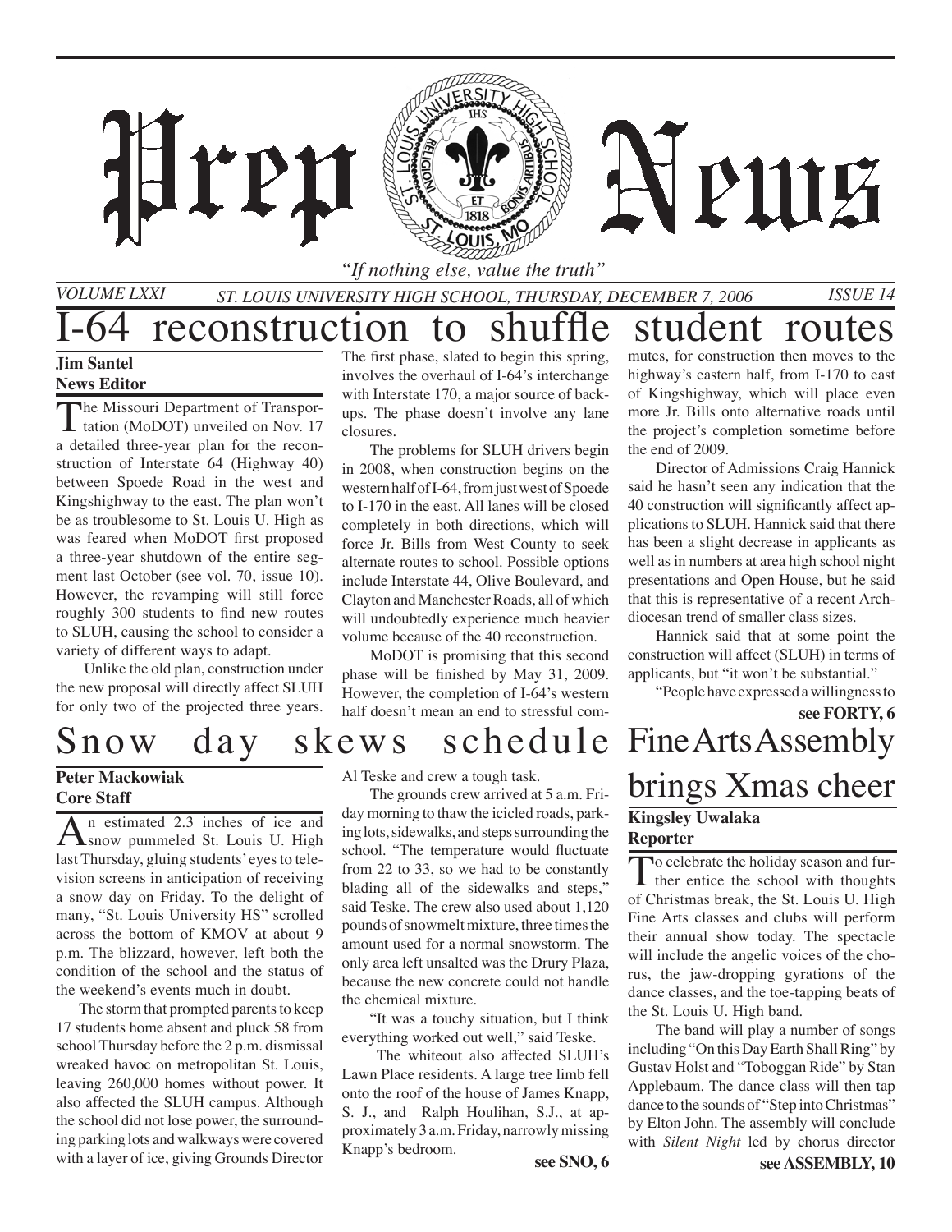# Prep News

*"If nothing else, value the truth"*

*VOLUME LXXI* *ST. LOUIS UNIVERSITY HIGH SCHOOL, THURSDAY, DECEMBER 7, 2006* *ISSUE 14*

## I-64 reconstruction to shuffle student routes

**Jim Santel**
**News Editor**

The Missouri Department of Transportation (MoDOT) unveiled on Nov. 17 a detailed three-year plan for the reconstruction of Interstate 64 (Highway 40) between Spoede Road in the west and Kingshighway to the east. The plan won't be as troublesome to St. Louis U. High as was feared when MoDOT first proposed a three-year shutdown of the entire segment last October (see vol. 70, issue 10). However, the revamping will still force roughly 300 students to find new routes to SLUH, causing the school to consider a variety of different ways to adapt.

Unlike the old plan, construction under the new proposal will directly affect SLUH for only two of the projected three years. The first phase, slated to begin this spring, involves the overhaul of I-64's interchange with Interstate 170, a major source of backups. The phase doesn't involve any lane closures.

The problems for SLUH drivers begin in 2008, when construction begins on the western half of I-64, from just west of Spoede to I-170 in the east. All lanes will be closed completely in both directions, which will force Jr. Bills from West County to seek alternate routes to school. Possible options include Interstate 44, Olive Boulevard, and Clayton and Manchester Roads, all of which will undoubtedly experience much heavier volume because of the 40 reconstruction.

MoDOT is promising that this second phase will be finished by May 31, 2009. However, the completion of I-64's western half doesn't mean an end to stressful commutes, for construction then moves to the highway's eastern half, from I-170 to east of Kingshighway, which will place even more Jr. Bills onto alternative roads until the project's completion sometime before the end of 2009.

Director of Admissions Craig Hannick said he hasn't seen any indication that the 40 construction will significantly affect applications to SLUH. Hannick said that there has been a slight decrease in applicants as well as in numbers at area high school night presentations and Open House, but he said that this is representative of a recent Archdiocesan trend of smaller class sizes.

Hannick said that at some point the construction will affect (SLUH) in terms of applicants, but "it won't be substantial."

"People have expressed a willingness to

**see FORTY, 6**

## Snow day skews schedule

**Peter Mackowiak**
**Core Staff**

An estimated 2.3 inches of ice and snow pummeled St. Louis U. High last Thursday, gluing students' eyes to television screens in anticipation of receiving a snow day on Friday. To the delight of many, "St. Louis University HS" scrolled across the bottom of KMOV at about 9 p.m. The blizzard, however, left both the condition of the school and the status of the weekend's events much in doubt.

The storm that prompted parents to keep 17 students home absent and pluck 58 from school Thursday before the 2 p.m. dismissal wreaked havoc on metropolitan St. Louis, leaving 260,000 homes without power. It also affected the SLUH campus. Although the school did not lose power, the surrounding parking lots and walkways were covered with a layer of ice, giving Grounds Director Al Teske and crew a tough task.

The grounds crew arrived at 5 a.m. Friday morning to thaw the icicled roads, parking lots, sidewalks, and steps surrounding the school. "The temperature would fluctuate from 22 to 33, so we had to be constantly blading all of the sidewalks and steps," said Teske. The crew also used about 1,120 pounds of snowmelt mixture, three times the amount used for a normal snowstorm. The only area left unsalted was the Drury Plaza, because the new concrete could not handle the chemical mixture.

"It was a touchy situation, but I think everything worked out well," said Teske.

The whiteout also affected SLUH's Lawn Place residents. A large tree limb fell onto the roof of the house of James Knapp, S. J., and Ralph Houlihan, S.J., at approximately 3 a.m. Friday, narrowly missing Knapp's bedroom.

**see SNO, 6**

## Fine Arts Assembly brings Xmas cheer

**Kingsley Uwalaka**
**Reporter**

To celebrate the holiday season and further entice the school with thoughts of Christmas break, the St. Louis U. High Fine Arts classes and clubs will perform their annual show today. The spectacle will include the angelic voices of the chorus, the jaw-dropping gyrations of the dance classes, and the toe-tapping beats of the St. Louis U. High band.

The band will play a number of songs including "On this Day Earth Shall Ring" by Gustav Holst and "Toboggan Ride" by Stan Applebaum. The dance class will then tap dance to the sounds of "Step into Christmas" by Elton John. The assembly will conclude with *Silent Night* led by chorus director

**see ASSEMBLY, 10**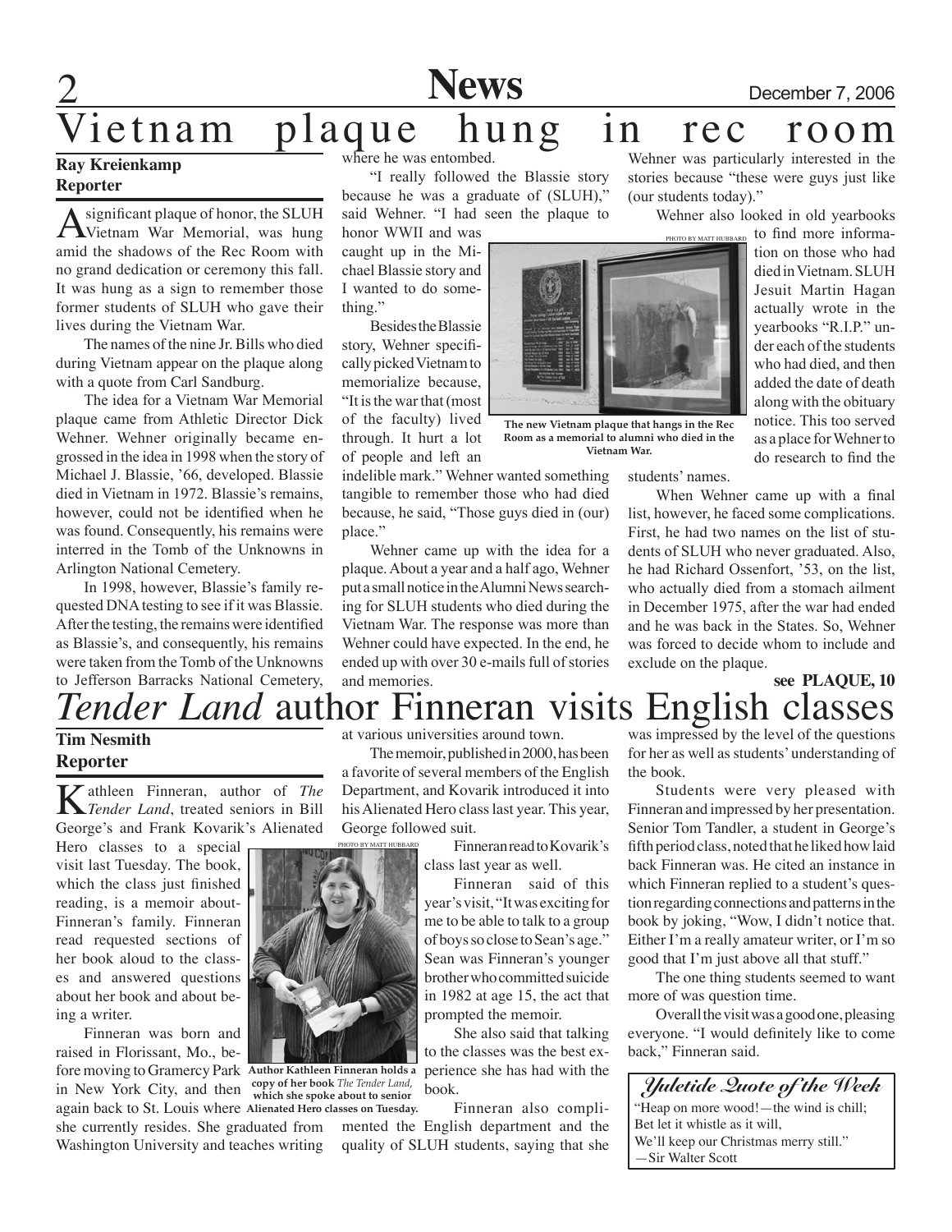# Vietnam plaque hung in rec room

**Ray Kreienkamp**
**Reporter**

A significant plaque of honor, the SLUH Vietnam War Memorial, was hung amid the shadows of the Rec Room with no grand dedication or ceremony this fall. It was hung as a sign to remember those former students of SLUH who gave their lives during the Vietnam War.

The names of the nine Jr. Bills who died during Vietnam appear on the plaque along with a quote from Carl Sandburg.

The idea for a Vietnam War Memorial plaque came from Athletic Director Dick Wehner. Wehner originally became engrossed in the idea in 1998 when the story of Michael J. Blassie, '66, developed. Blassie died in Vietnam in 1972. Blassie's remains, however, could not be identified when he was found. Consequently, his remains were interred in the Tomb of the Unknowns in Arlington National Cemetery.

In 1998, however, Blassie's family requested DNA testing to see if it was Blassie. After the testing, the remains were identified as Blassie's, and consequently, his remains were taken from the Tomb of the Unknowns to Jefferson Barracks National Cemetery, where he was entombed.

"I really followed the Blassie story because he was a graduate of (SLUH)," said Wehner. "I had seen the plaque to honor WWII and was caught up in the Michael Blassie story and I wanted to do something."

Besides the Blassie story, Wehner specifically picked Vietnam to memorialize because, "It is the war that (most of the faculty) lived through. It hurt a lot of people and left an indelible mark." Wehner wanted something tangible to remember those who had died because, he said, "Those guys died in (our) place."

PHOTO BY MATT HUBBARD

The new Vietnam plaque that hangs in the Rec Room as a memorial to alumni who died in the Vietnam War.

Wehner came up with the idea for a plaque. About a year and a half ago, Wehner put a small notice in the Alumni News searching for SLUH students who died during the Vietnam War. The response was more than Wehner could have expected. In the end, he ended up with over 30 e-mails full of stories and memories.

Wehner was particularly interested in the stories because "these were guys just like (our students today)."

Wehner also looked in old yearbooks to find more information on those who had died in Vietnam. SLUH Jesuit Martin Hagan actually wrote in the yearbooks "R.I.P." under each of the students who had died, and then added the date of death along with the obituary notice. This too served as a place for Wehner to do research to find the students' names.

When Wehner came up with a final list, however, he faced some complications. First, he had two names on the list of students of SLUH who never graduated. Also, he had Richard Ossenfort, '53, on the list, who actually died from a stomach ailment in December 1975, after the war had ended and he was back in the States. So, Wehner was forced to decide whom to include and exclude on the plaque.

**see PLAQUE, 10**

# *Tender Land* author Finneran visits English classes

**Tim Nesmith**
**Reporter**

Kathleen Finneran, author of *The Tender Land*, treated seniors in Bill George's and Frank Kovarik's Alienated Hero classes to a special visit last Tuesday. The book, which the class just finished reading, is a memoir about Finneran's family. Finneran read requested sections of her book aloud to the classes and answered questions about her book and about being a writer.

Finneran was born and raised in Florissant, Mo., before moving to Gramercy Park in New York City, and then again back to St. Louis where she currently resides. She graduated from Washington University and teaches writing at various universities around town.

PHOTO BY MATT HUBBARD

**Author Kathleen Finneran holds a copy of her book *The Tender Land,* which she spoke about to senior Alienated Hero classes on Tuesday.**

The memoir, published in 2000, has been a favorite of several members of the English Department, and Kovarik introduced it into his Alienated Hero class last year. This year, George followed suit.

Finneran read to Kovarik's class last year as well.

Finneran said of this year's visit, "It was exciting for me to be able to talk to a group of boys so close to Sean's age." Sean was Finneran's younger brother who committed suicide in 1982 at age 15, the act that prompted the memoir.

She also said that talking to the classes was the best experience she has had with the book.

Finneran also complimented the English department and the quality of SLUH students, saying that she was impressed by the level of the questions for her as well as students' understanding of the book.

Students were very pleased with Finneran and impressed by her presentation. Senior Tom Tandler, a student in George's fifth period class, noted that he liked how laid back Finneran was. He cited an instance in which Finneran replied to a student's question regarding connections and patterns in the book by joking, "Wow, I didn't notice that. Either I'm a really amateur writer, or I'm so good that I'm just above all that stuff."

The one thing students seemed to want more of was question time.

Overall the visit was a good one, pleasing everyone. "I would definitely like to come back," Finneran said.

---

***Yuletide Quote of the Week***

"Heap on more wood!—the wind is chill;
Bet let it whistle as it will,
We'll keep our Christmas merry still."
—Sir Walter Scott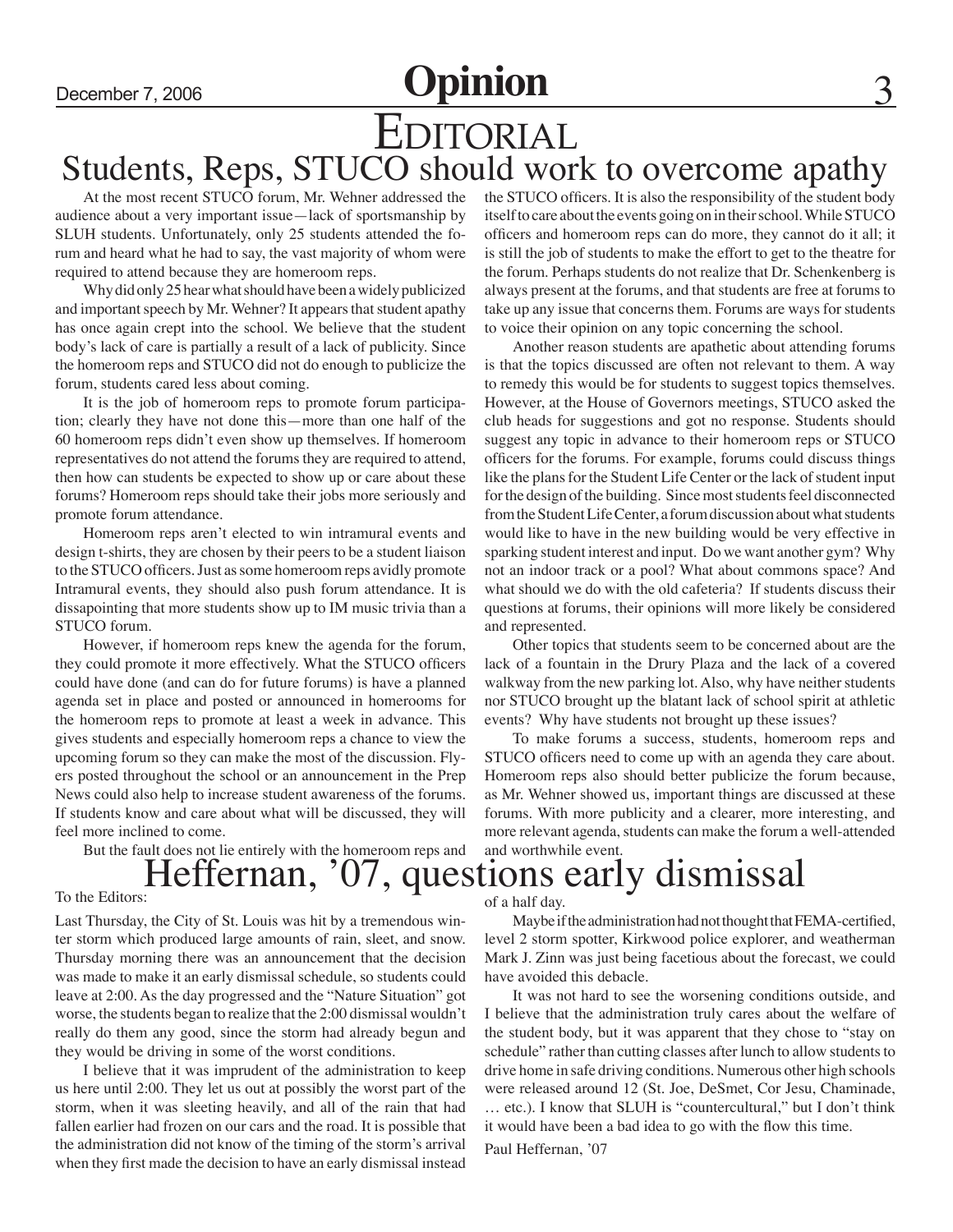# Editorial

## Students, Reps, STUCO should work to overcome apathy

At the most recent STUCO forum, Mr. Wehner addressed the audience about a very important issue—lack of sportsmanship by SLUH students. Unfortunately, only 25 students attended the forum and heard what he had to say, the vast majority of whom were required to attend because they are homeroom reps.

Why did only 25 hear what should have been a widely publicized and important speech by Mr. Wehner? It appears that student apathy has once again crept into the school. We believe that the student body's lack of care is partially a result of a lack of publicity. Since the homeroom reps and STUCO did not do enough to publicize the forum, students cared less about coming.

It is the job of homeroom reps to promote forum participation; clearly they have not done this—more than one half of the 60 homeroom reps didn't even show up themselves. If homeroom representatives do not attend the forums they are required to attend, then how can students be expected to show up or care about these forums? Homeroom reps should take their jobs more seriously and promote forum attendance.

Homeroom reps aren't elected to win intramural events and design t-shirts, they are chosen by their peers to be a student liaison to the STUCO officers. Just as some homeroom reps avidly promote Intramural events, they should also push forum attendance. It is dissapointing that more students show up to IM music trivia than a STUCO forum.

However, if homeroom reps knew the agenda for the forum, they could promote it more effectively. What the STUCO officers could have done (and can do for future forums) is have a planned agenda set in place and posted or announced in homerooms for the homeroom reps to promote at least a week in advance. This gives students and especially homeroom reps a chance to view the upcoming forum so they can make the most of the discussion. Flyers posted throughout the school or an announcement in the Prep News could also help to increase student awareness of the forums. If students know and care about what will be discussed, they will feel more inclined to come.

But the fault does not lie entirely with the homeroom reps and the STUCO officers. It is also the responsibility of the student body itself to care about the events going on in their school. While STUCO officers and homeroom reps can do more, they cannot do it all; it is still the job of students to make the effort to get to the theatre for the forum. Perhaps students do not realize that Dr. Schenkenberg is always present at the forums, and that students are free at forums to take up any issue that concerns them. Forums are ways for students to voice their opinion on any topic concerning the school.

Another reason students are apathetic about attending forums is that the topics discussed are often not relevant to them. A way to remedy this would be for students to suggest topics themselves. However, at the House of Governors meetings, STUCO asked the club heads for suggestions and got no response. Students should suggest any topic in advance to their homeroom reps or STUCO officers for the forums. For example, forums could discuss things like the plans for the Student Life Center or the lack of student input for the design of the building. Since most students feel disconnected from the Student Life Center, a forum discussion about what students would like to have in the new building would be very effective in sparking student interest and input. Do we want another gym? Why not an indoor track or a pool? What about commons space? And what should we do with the old cafeteria? If students discuss their questions at forums, their opinions will more likely be considered and represented.

Other topics that students seem to be concerned about are the lack of a fountain in the Drury Plaza and the lack of a covered walkway from the new parking lot. Also, why have neither students nor STUCO brought up the blatant lack of school spirit at athletic events? Why have students not brought up these issues?

To make forums a success, students, homeroom reps and STUCO officers need to come up with an agenda they care about. Homeroom reps also should better publicize the forum because, as Mr. Wehner showed us, important things are discussed at these forums. With more publicity and a clearer, more interesting, and more relevant agenda, students can make the forum a well-attended and worthwhile event.

## Heffernan, '07, questions early dismissal

To the Editors:

Last Thursday, the City of St. Louis was hit by a tremendous winter storm which produced large amounts of rain, sleet, and snow. Thursday morning there was an announcement that the decision was made to make it an early dismissal schedule, so students could leave at 2:00. As the day progressed and the "Nature Situation" got worse, the students began to realize that the 2:00 dismissal wouldn't really do them any good, since the storm had already begun and they would be driving in some of the worst conditions.

I believe that it was imprudent of the administration to keep us here until 2:00. They let us out at possibly the worst part of the storm, when it was sleeting heavily, and all of the rain that had fallen earlier had frozen on our cars and the road. It is possible that the administration did not know of the timing of the storm's arrival when they first made the decision to have an early dismissal instead of a half day.

Maybe if the administration had not thought that FEMA-certified, level 2 storm spotter, Kirkwood police explorer, and weatherman Mark J. Zinn was just being facetious about the forecast, we could have avoided this debacle.

It was not hard to see the worsening conditions outside, and I believe that the administration truly cares about the welfare of the student body, but it was apparent that they chose to "stay on schedule" rather than cutting classes after lunch to allow students to drive home in safe driving conditions. Numerous other high schools were released around 12 (St. Joe, DeSmet, Cor Jesu, Chaminade, … etc.). I know that SLUH is "countercultural," but I don't think it would have been a bad idea to go with the flow this time.

Paul Heffernan, '07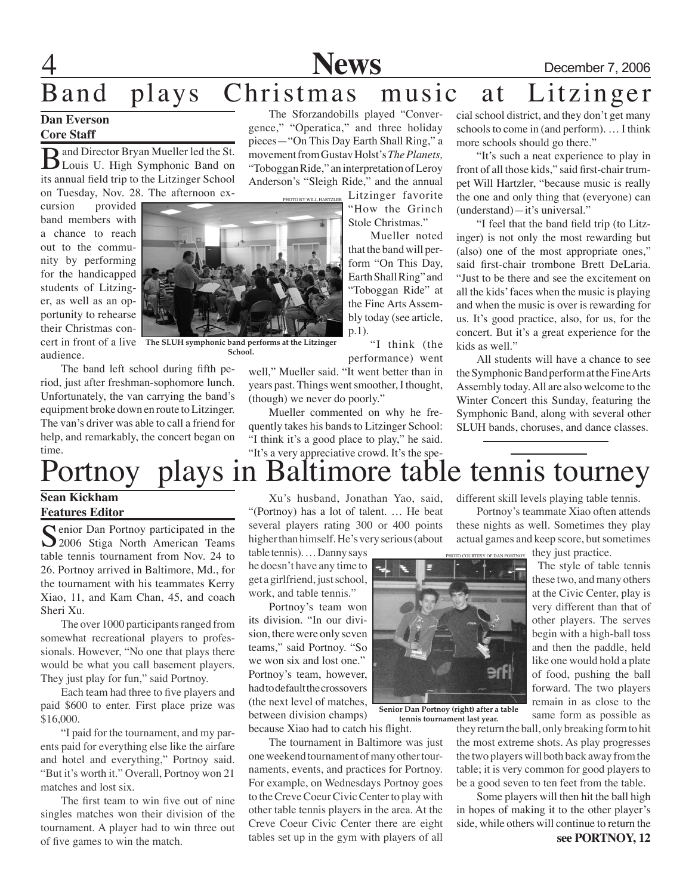# Band plays Christmas music at Litzinger

**Dan Everson**
**Core Staff**

Band Director Bryan Mueller led the St. Louis U. High Symphonic Band on its annual field trip to the Litzinger School on Tuesday, Nov. 28. The afternoon excursion provided band members with a chance to reach out to the community by performing for the handicapped students of Litzinger, as well as an opportunity to rehearse their Christmas concert in front of a live audience.

The SLUH symphonic band performs at the Litzinger School.

The band left school during fifth period, just after freshman-sophomore lunch. Unfortunately, the van carrying the band's equipment broke down en route to Litzinger. The van's driver was able to call a friend for help, and remarkably, the concert began on time.

The Sforzandobills played "Convergence," "Operatica," and three holiday pieces—"On This Day Earth Shall Ring," a movement from Gustav Holst's *The Planets,* "Toboggan Ride," an interpretation of Leroy Anderson's "Sleigh Ride," and the annual Litzinger favorite "How the Grinch Stole Christmas."

Mueller noted that the band will perform "On This Day, Earth Shall Ring" and "Toboggan Ride" at the Fine Arts Assembly today (see article, p.1).

"I think (the performance) went well," Mueller said. "It went better than in years past. Things went smoother, I thought, (though) we never do poorly."

Mueller commented on why he frequently takes his bands to Litzinger School: "I think it's a good place to play," he said. "It's a very appreciative crowd. It's the special school district, and they don't get many schools to come in (and perform). … I think more schools should go there."

"It's such a neat experience to play in front of all those kids," said first-chair trumpet Will Hartzler, "because music is really the one and only thing that (everyone) can (understand)—it's universal."

"I feel that the band field trip (to Litzinger) is not only the most rewarding but (also) one of the most appropriate ones," said first-chair trombone Brett DeLaria. "Just to be there and see the excitement on all the kids' faces when the music is playing and when the music is over is rewarding for us. It's good practice, also, for us, for the concert. But it's a great experience for the kids as well."

All students will have a chance to see the Symphonic Band perform at the Fine Arts Assembly today. All are also welcome to the Winter Concert this Sunday, featuring the Symphonic Band, along with several other SLUH bands, choruses, and dance classes.

# Portnoy plays in Baltimore table tennis tourney

**Sean Kickham**
**Features Editor**

Senior Dan Portnoy participated in the 2006 Stiga North American Teams table tennis tournament from Nov. 24 to 26. Portnoy arrived in Baltimore, Md., for the tournament with his teammates Kerry Xiao, 11, and Kam Chan, 45, and coach Sheri Xu.

The over 1000 participants ranged from somewhat recreational players to professionals. However, "No one that plays there would be what you call basement players. They just play for fun," said Portnoy.

Each team had three to five players and paid $600 to enter. First place prize was $16,000.

"I paid for the tournament, and my parents paid for everything else like the airfare and hotel and everything," Portnoy said. "But it's worth it." Overall, Portnoy won 21 matches and lost six.

The first team to win five out of nine singles matches won their division of the tournament. A player had to win three out of five games to win the match.

Xu's husband, Jonathan Yao, said, "(Portnoy) has a lot of talent. … He beat several players rating 300 or 400 points higher than himself. He's very serious (about table tennis). … Danny says he doesn't have any time to get a girlfriend, just school, work, and table tennis."

Portnoy's team won its division. "In our division, there were only seven teams," said Portnoy. "So we won six and lost one." Portnoy's team, however, had to default the crossovers (the next level of matches, between division champs) because Xiao had to catch his flight.

Senior Dan Portnoy (right) after a table tennis tournament last year.

The tournament in Baltimore was just one weekend tournament of many other tournaments, events, and practices for Portnoy. For example, on Wednesdays Portnoy goes to the Creve Coeur Civic Center to play with other table tennis players in the area. At the Creve Coeur Civic Center there are eight tables set up in the gym with players of all different skill levels playing table tennis.

Portnoy's teammate Xiao often attends these nights as well. Sometimes they play actual games and keep score, but sometimes they just practice.

The style of table tennis these two, and many others at the Civic Center, play is very different than that of other players. The serves begin with a high-ball toss and then the paddle, held like one would hold a plate of food, pushing the ball forward. The two players remain in as close to the same form as possible as they return the ball, only breaking form to hit the most extreme shots. As play progresses the two players will both back away from the table; it is very common for good players to be a good seven to ten feet from the table.

Some players will then hit the ball high in hopes of making it to the other player's side, while others will continue to return the

**see PORTNOY, 12**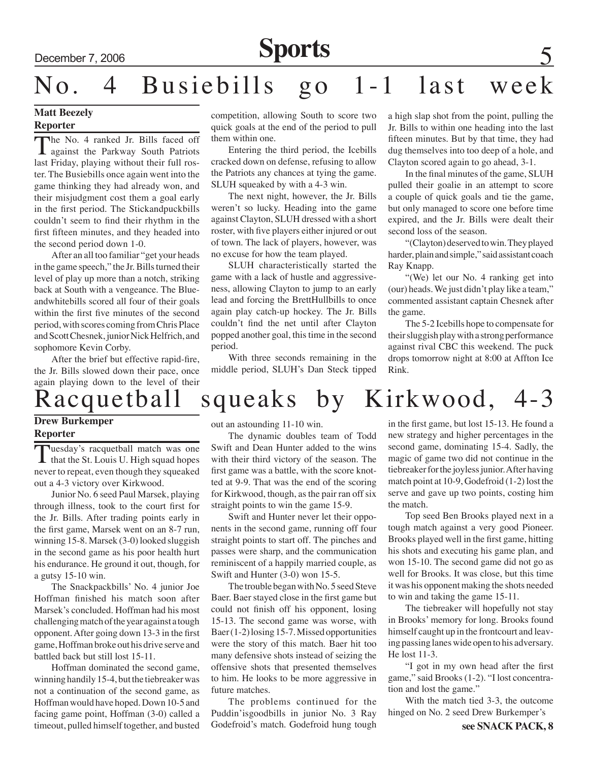# No. 4 Busiebills go 1-1 last week

**Matt Beezely**
**Reporter**

The No. 4 ranked Jr. Bills faced off against the Parkway South Patriots last Friday, playing without their full roster. The Busiebills once again went into the game thinking they had already won, and their misjudgment cost them a goal early in the first period. The Stickandpuckbills couldn't seem to find their rhythm in the first fifteen minutes, and they headed into the second period down 1-0.

After an all too familiar "get your heads in the game speech," the Jr. Bills turned their level of play up more than a notch, striking back at South with a vengeance. The Blueandwhitebills scored all four of their goals within the first five minutes of the second period, with scores coming from Chris Place and Scott Chesnek, junior Nick Helfrich, and sophomore Kevin Corby.

After the brief but effective rapid-fire, the Jr. Bills slowed down their pace, once again playing down to the level of their competition, allowing South to score two quick goals at the end of the period to pull them within one.

Entering the third period, the Icebills cracked down on defense, refusing to allow the Patriots any chances at tying the game. SLUH squeaked by with a 4-3 win.

The next night, however, the Jr. Bills weren't so lucky. Heading into the game against Clayton, SLUH dressed with a short roster, with five players either injured or out of town. The lack of players, however, was no excuse for how the team played.

SLUH characteristically started the game with a lack of hustle and aggressiveness, allowing Clayton to jump to an early lead and forcing the BrettHullbills to once again play catch-up hockey. The Jr. Bills couldn't find the net until after Clayton popped another goal, this time in the second period.

With three seconds remaining in the middle period, SLUH's Dan Steck tipped a high slap shot from the point, pulling the Jr. Bills to within one heading into the last fifteen minutes. But by that time, they had dug themselves into too deep of a hole, and Clayton scored again to go ahead, 3-1.

In the final minutes of the game, SLUH pulled their goalie in an attempt to score a couple of quick goals and tie the game, but only managed to score one before time expired, and the Jr. Bills were dealt their second loss of the season.

"(Clayton) deserved to win. They played harder, plain and simple," said assistant coach Ray Knapp.

"(We) let our No. 4 ranking get into (our) heads. We just didn't play like a team," commented assistant captain Chesnek after the game.

The 5-2 Icebills hope to compensate for their sluggish play with a strong performance against rival CBC this weekend. The puck drops tomorrow night at 8:00 at Affton Ice Rink.

# Racquetball squeaks by Kirkwood, 4-3

**Drew Burkemper**
**Reporter**

Tuesday's racquetball match was one that the St. Louis U. High squad hopes never to repeat, even though they squeaked out a 4-3 victory over Kirkwood.

Junior No. 6 seed Paul Marsek, playing through illness, took to the court first for the Jr. Bills. After trading points early in the first game, Marsek went on an 8-7 run, winning 15-8. Marsek (3-0) looked sluggish in the second game as his poor health hurt his endurance. He ground it out, though, for a gutsy 15-10 win.

The Snackpackbills' No. 4 junior Joe Hoffman finished his match soon after Marsek's concluded. Hoffman had his most challenging match of the year against a tough opponent. After going down 13-3 in the first game, Hoffman broke out his drive serve and battled back but still lost 15-11.

Hoffman dominated the second game, winning handily 15-4, but the tiebreaker was not a continuation of the second game, as Hoffman would have hoped. Down 10-5 and facing game point, Hoffman (3-0) called a timeout, pulled himself together, and busted out an astounding 11-10 win.

The dynamic doubles team of Todd Swift and Dean Hunter added to the wins with their third victory of the season. The first game was a battle, with the score knotted at 9-9. That was the end of the scoring for Kirkwood, though, as the pair ran off six straight points to win the game 15-9.

Swift and Hunter never let their opponents in the second game, running off four straight points to start off. The pinches and passes were sharp, and the communication reminiscent of a happily married couple, as Swift and Hunter (3-0) won 15-5.

The trouble began with No. 5 seed Steve Baer. Baer stayed close in the first game but could not finish off his opponent, losing 15-13. The second game was worse, with Baer (1-2) losing 15-7. Missed opportunities were the story of this match. Baer hit too many defensive shots instead of seizing the offensive shots that presented themselves to him. He looks to be more aggressive in future matches.

The problems continued for the Puddin'isgoodbills in junior No. 3 Ray Godefroid's match. Godefroid hung tough in the first game, but lost 15-13. He found a new strategy and higher percentages in the second game, dominating 15-4. Sadly, the magic of game two did not continue in the tiebreaker for the joyless junior. After having match point at 10-9, Godefroid (1-2) lost the serve and gave up two points, costing him the match.

Top seed Ben Brooks played next in a tough match against a very good Pioneer. Brooks played well in the first game, hitting his shots and executing his game plan, and won 15-10. The second game did not go as well for Brooks. It was close, but this time it was his opponent making the shots needed to win and taking the game 15-11.

The tiebreaker will hopefully not stay in Brooks' memory for long. Brooks found himself caught up in the frontcourt and leaving passing lanes wide open to his adversary. He lost 11-3.

"I got in my own head after the first game," said Brooks (1-2). "I lost concentration and lost the game."

With the match tied 3-3, the outcome hinged on No. 2 seed Drew Burkemper's

**see SNACK PACK, 8**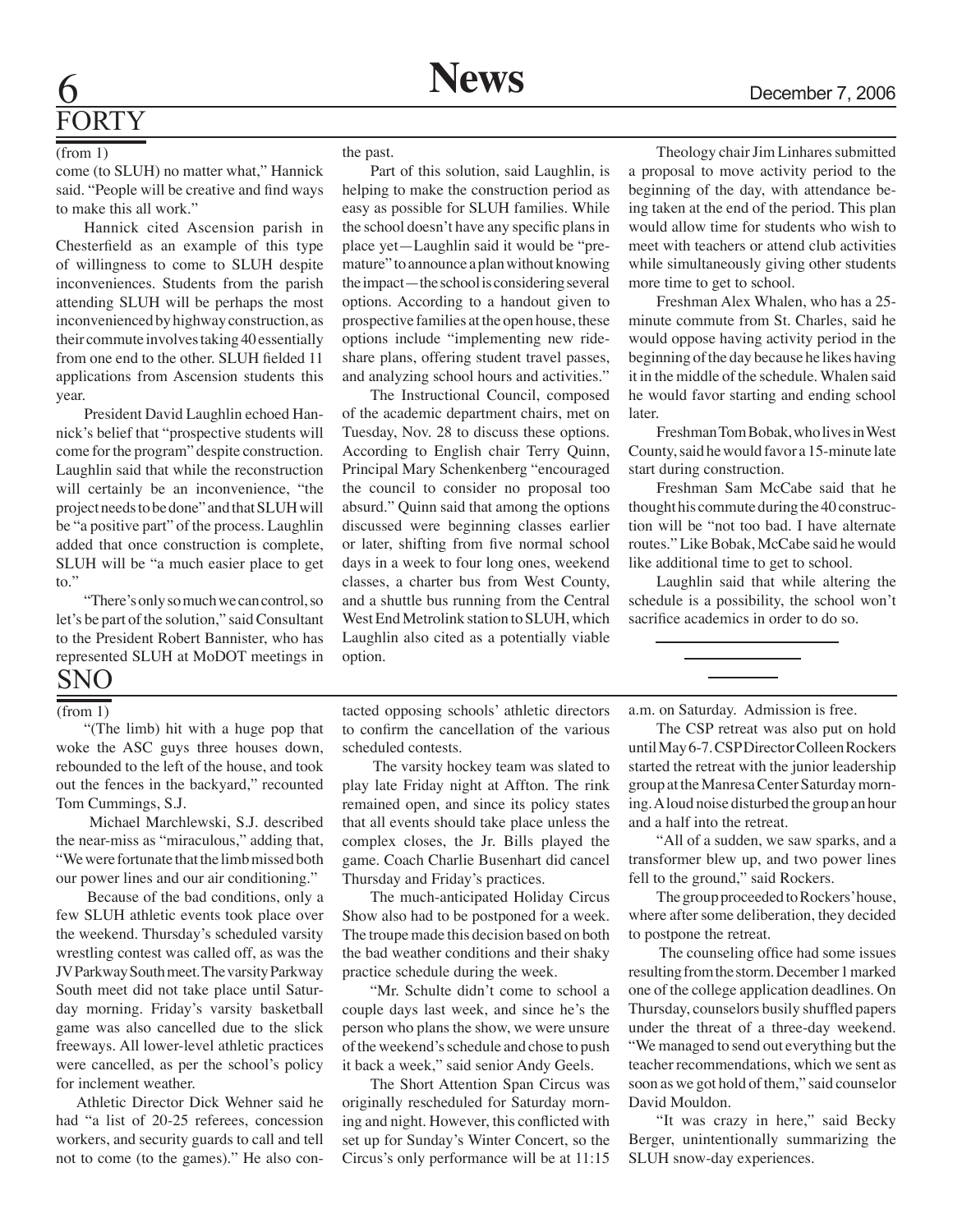## FORTY

(from 1)

come (to SLUH) no matter what," Hannick said. "People will be creative and find ways to make this all work."

Hannick cited Ascension parish in Chesterfield as an example of this type of willingness to come to SLUH despite inconveniences. Students from the parish attending SLUH will be perhaps the most inconvenienced by highway construction, as their commute involves taking 40 essentially from one end to the other. SLUH fielded 11 applications from Ascension students this year.

President David Laughlin echoed Hannick's belief that "prospective students will come for the program" despite construction. Laughlin said that while the reconstruction will certainly be an inconvenience, "the project needs to be done" and that SLUH will be "a positive part" of the process. Laughlin added that once construction is complete, SLUH will be "a much easier place to get to."

"There's only so much we can control, so let's be part of the solution," said Consultant to the President Robert Bannister, who has represented SLUH at MoDOT meetings in the past.

Part of this solution, said Laughlin, is helping to make the construction period as easy as possible for SLUH families. While the school doesn't have any specific plans in place yet—Laughlin said it would be "premature" to announce a plan without knowing the impact—the school is considering several options. According to a handout given to prospective families at the open house, these options include "implementing new rideshare plans, offering student travel passes, and analyzing school hours and activities."

The Instructional Council, composed of the academic department chairs, met on Tuesday, Nov. 28 to discuss these options. According to English chair Terry Quinn, Principal Mary Schenkenberg "encouraged the council to consider no proposal too absurd." Quinn said that among the options discussed were beginning classes earlier or later, shifting from five normal school days in a week to four long ones, weekend classes, a charter bus from West County, and a shuttle bus running from the Central West End Metrolink station to SLUH, which Laughlin also cited as a potentially viable option.

Theology chair Jim Linhares submitted a proposal to move activity period to the beginning of the day, with attendance being taken at the end of the period. This plan would allow time for students who wish to meet with teachers or attend club activities while simultaneously giving other students more time to get to school.

Freshman Alex Whalen, who has a 25-minute commute from St. Charles, said he would oppose having activity period in the beginning of the day because he likes having it in the middle of the schedule. Whalen said he would favor starting and ending school later.

Freshman Tom Bobak, who lives in West County, said he would favor a 15-minute late start during construction.

Freshman Sam McCabe said that he thought his commute during the 40 construction will be "not too bad. I have alternate routes." Like Bobak, McCabe said he would like additional time to get to school.

Laughlin said that while altering the schedule is a possibility, the school won't sacrifice academics in order to do so.

## SNO

(from 1)

"(The limb) hit with a huge pop that woke the ASC guys three houses down, rebounded to the left of the house, and took out the fences in the backyard," recounted Tom Cummings, S.J.

Michael Marchlewski, S.J. described the near-miss as "miraculous," adding that, "We were fortunate that the limb missed both our power lines and our air conditioning."

Because of the bad conditions, only a few SLUH athletic events took place over the weekend. Thursday's scheduled varsity wrestling contest was called off, as was the JV Parkway South meet. The varsity Parkway South meet did not take place until Saturday morning. Friday's varsity basketball game was also cancelled due to the slick freeways. All lower-level athletic practices were cancelled, as per the school's policy for inclement weather.

Athletic Director Dick Wehner said he had "a list of 20-25 referees, concession workers, and security guards to call and tell not to come (to the games)." He also contacted opposing schools' athletic directors to confirm the cancellation of the various scheduled contests.

The varsity hockey team was slated to play late Friday night at Affton. The rink remained open, and since its policy states that all events should take place unless the complex closes, the Jr. Bills played the game. Coach Charlie Busenhart did cancel Thursday and Friday's practices.

The much-anticipated Holiday Circus Show also had to be postponed for a week. The troupe made this decision based on both the bad weather conditions and their shaky practice schedule during the week.

"Mr. Schulte didn't come to school a couple days last week, and since he's the person who plans the show, we were unsure of the weekend's schedule and chose to push it back a week," said senior Andy Geels.

The Short Attention Span Circus was originally rescheduled for Saturday morning and night. However, this conflicted with set up for Sunday's Winter Concert, so the Circus's only performance will be at 11:15 a.m. on Saturday. Admission is free.

The CSP retreat was also put on hold until May 6-7. CSP Director Colleen Rockers started the retreat with the junior leadership group at the Manresa Center Saturday morning. A loud noise disturbed the group an hour and a half into the retreat.

"All of a sudden, we saw sparks, and a transformer blew up, and two power lines fell to the ground," said Rockers.

The group proceeded to Rockers' house, where after some deliberation, they decided to postpone the retreat.

The counseling office had some issues resulting from the storm. December 1 marked one of the college application deadlines. On Thursday, counselors busily shuffled papers under the threat of a three-day weekend. "We managed to send out everything but the teacher recommendations, which we sent as soon as we got hold of them," said counselor David Mouldon.

"It was crazy in here," said Becky Berger, unintentionally summarizing the SLUH snow-day experiences.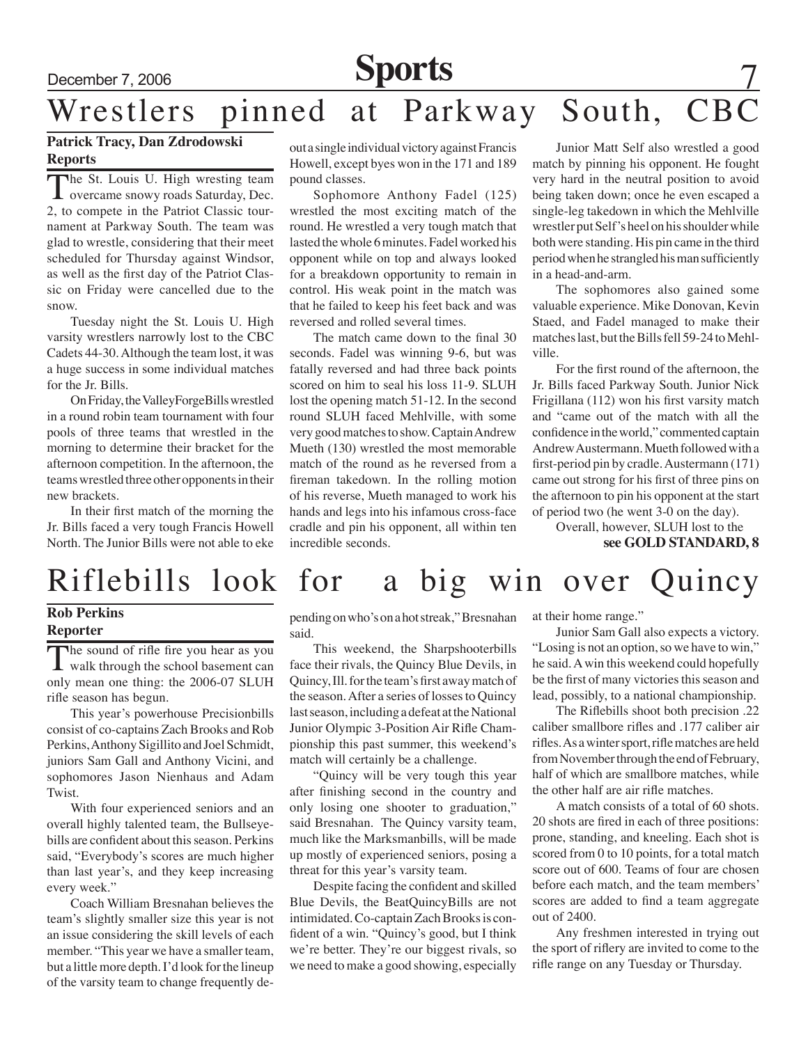# Wrestlers pinned at Parkway South, CBC

**Patrick Tracy, Dan Zdrodowski**
**Reports**

The St. Louis U. High wresting team overcame snowy roads Saturday, Dec. 2, to compete in the Patriot Classic tournament at Parkway South. The team was glad to wrestle, considering that their meet scheduled for Thursday against Windsor, as well as the first day of the Patriot Classic on Friday were cancelled due to the snow.

Tuesday night the St. Louis U. High varsity wrestlers narrowly lost to the CBC Cadets 44-30. Although the team lost, it was a huge success in some individual matches for the Jr. Bills.

On Friday, the ValleyForgeBills wrestled in a round robin team tournament with four pools of three teams that wrestled in the morning to determine their bracket for the afternoon competition. In the afternoon, the teams wrestled three other opponents in their new brackets.

In their first match of the morning the Jr. Bills faced a very tough Francis Howell North. The Junior Bills were not able to eke out a single individual victory against Francis Howell, except byes won in the 171 and 189 pound classes.

Sophomore Anthony Fadel (125) wrestled the most exciting match of the round. He wrestled a very tough match that lasted the whole 6 minutes. Fadel worked his opponent while on top and always looked for a breakdown opportunity to remain in control. His weak point in the match was that he failed to keep his feet back and was reversed and rolled several times.

The match came down to the final 30 seconds. Fadel was winning 9-6, but was fatally reversed and had three back points scored on him to seal his loss 11-9. SLUH lost the opening match 51-12. In the second round SLUH faced Mehlville, with some very good matches to show. Captain Andrew Mueth (130) wrestled the most memorable match of the round as he reversed from a fireman takedown. In the rolling motion of his reverse, Mueth managed to work his hands and legs into his infamous cross-face cradle and pin his opponent, all within ten incredible seconds.

Junior Matt Self also wrestled a good match by pinning his opponent. He fought very hard in the neutral position to avoid being taken down; once he even escaped a single-leg takedown in which the Mehlville wrestler put Self's heel on his shoulder while both were standing. His pin came in the third period when he strangled his man sufficiently in a head-and-arm.

The sophomores also gained some valuable experience. Mike Donovan, Kevin Staed, and Fadel managed to make their matches last, but the Bills fell 59-24 to Mehlville.

For the first round of the afternoon, the Jr. Bills faced Parkway South. Junior Nick Frigillana (112) won his first varsity match and "came out of the match with all the confidence in the world," commented captain Andrew Austermann. Mueth followed with a first-period pin by cradle. Austermann (171) came out strong for his first of three pins on the afternoon to pin his opponent at the start of period two (he went 3-0 on the day).

Overall, however, SLUH lost to the

**see GOLD STANDARD, 8**

# Riflebills look for a big win over Quincy

**Rob Perkins**
**Reporter**

The sound of rifle fire you hear as you walk through the school basement can only mean one thing: the 2006-07 SLUH rifle season has begun.

This year's powerhouse Precisionbills consist of co-captains Zach Brooks and Rob Perkins, Anthony Sigillito and Joel Schmidt, juniors Sam Gall and Anthony Vicini, and sophomores Jason Nienhaus and Adam Twist.

With four experienced seniors and an overall highly talented team, the Bullseyebills are confident about this season. Perkins said, "Everybody's scores are much higher than last year's, and they keep increasing every week."

Coach William Bresnahan believes the team's slightly smaller size this year is not an issue considering the skill levels of each member. "This year we have a smaller team, but a little more depth. I'd look for the lineup of the varsity team to change frequently depending on who's on a hot streak," Bresnahan said.

This weekend, the Sharpshooterbills face their rivals, the Quincy Blue Devils, in Quincy, Ill. for the team's first away match of the season. After a series of losses to Quincy last season, including a defeat at the National Junior Olympic 3-Position Air Rifle Championship this past summer, this weekend's match will certainly be a challenge.

"Quincy will be very tough this year after finishing second in the country and only losing one shooter to graduation," said Bresnahan. The Quincy varsity team, much like the Marksmanbills, will be made up mostly of experienced seniors, posing a threat for this year's varsity team.

Despite facing the confident and skilled Blue Devils, the BeatQuincyBills are not intimidated. Co-captain Zach Brooks is confident of a win. "Quincy's good, but I think we're better. They're our biggest rivals, so we need to make a good showing, especially at their home range."

Junior Sam Gall also expects a victory. "Losing is not an option, so we have to win," he said. A win this weekend could hopefully be the first of many victories this season and lead, possibly, to a national championship.

The Riflebills shoot both precision .22 caliber smallbore rifles and .177 caliber air rifles. As a winter sport, rifle matches are held from November through the end of February, half of which are smallbore matches, while the other half are air rifle matches.

A match consists of a total of 60 shots. 20 shots are fired in each of three positions: prone, standing, and kneeling. Each shot is scored from 0 to 10 points, for a total match score out of 600. Teams of four are chosen before each match, and the team members' scores are added to find a team aggregate out of 2400.

Any freshmen interested in trying out the sport of riflery are invited to come to the rifle range on any Tuesday or Thursday.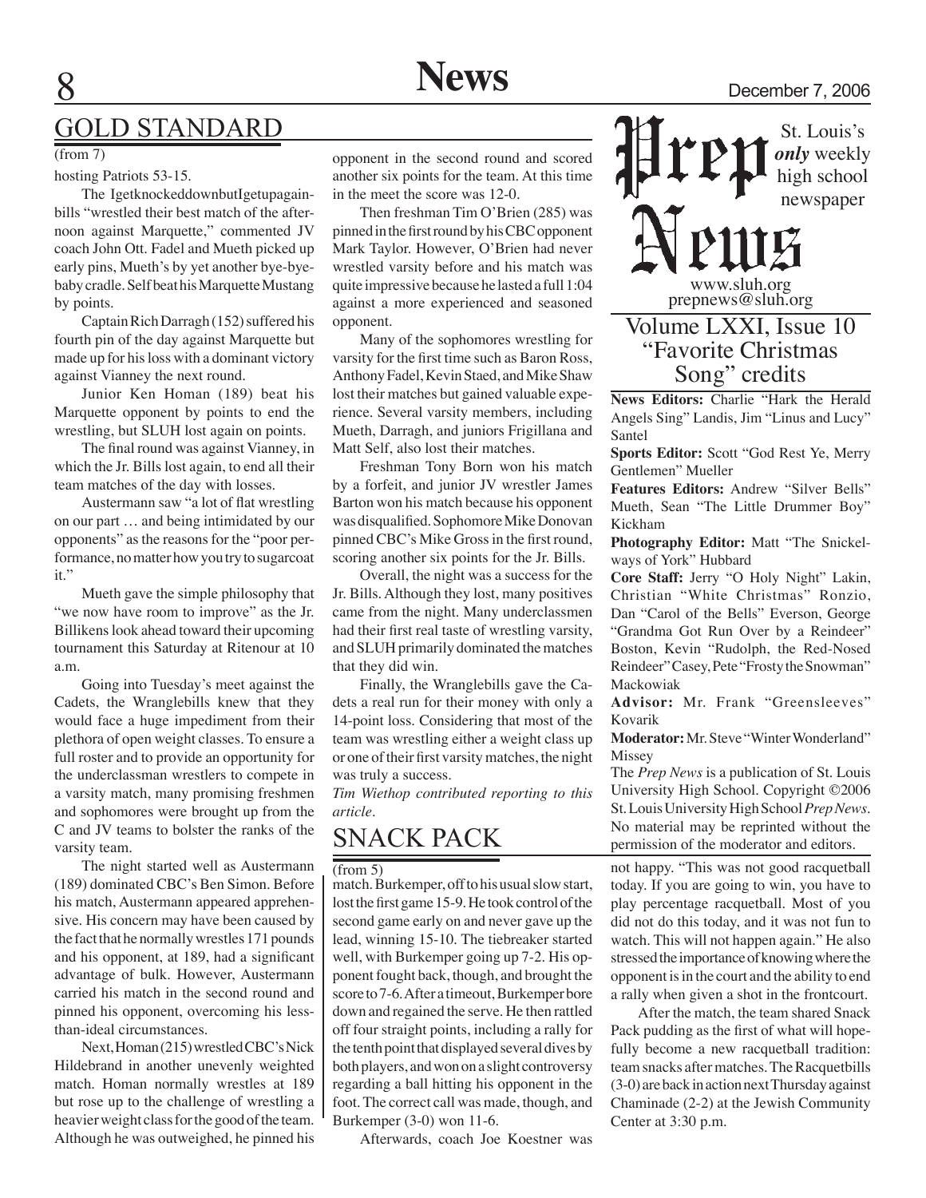## GOLD STANDARD

(from 7)

hosting Patriots 53-15.

The IgetknockeddownbutIgetupagainbills "wrestled their best match of the afternoon against Marquette," commented JV coach John Ott. Fadel and Mueth picked up early pins, Mueth's by yet another bye-bye-baby cradle. Self beat his Marquette Mustang by points.

Captain Rich Darragh (152) suffered his fourth pin of the day against Marquette but made up for his loss with a dominant victory against Vianney the next round.

Junior Ken Homan (189) beat his Marquette opponent by points to end the wrestling, but SLUH lost again on points.

The final round was against Vianney, in which the Jr. Bills lost again, to end all their team matches of the day with losses.

Austermann saw "a lot of flat wrestling on our part … and being intimidated by our opponents" as the reasons for the "poor performance, no matter how you try to sugarcoat it."

Mueth gave the simple philosophy that "we now have room to improve" as the Jr. Billikens look ahead toward their upcoming tournament this Saturday at Ritenour at 10 a.m.

Going into Tuesday's meet against the Cadets, the Wranglebills knew that they would face a huge impediment from their plethora of open weight classes. To ensure a full roster and to provide an opportunity for the underclassman wrestlers to compete in a varsity match, many promising freshmen and sophomores were brought up from the C and JV teams to bolster the ranks of the varsity team.

The night started well as Austermann (189) dominated CBC's Ben Simon. Before his match, Austermann appeared apprehensive. His concern may have been caused by the fact that he normally wrestles 171 pounds and his opponent, at 189, had a significant advantage of bulk. However, Austermann carried his match in the second round and pinned his opponent, overcoming his less-than-ideal circumstances.

Next, Homan (215) wrestled CBC's Nick Hildebrand in another unevenly weighted match. Homan normally wrestles at 189 but rose up to the challenge of wrestling a heavier weight class for the good of the team. Although he was outweighed, he pinned his opponent in the second round and scored another six points for the team. At this time in the meet the score was 12-0.

Then freshman Tim O'Brien (285) was pinned in the first round by his CBC opponent Mark Taylor. However, O'Brien had never wrestled varsity before and his match was quite impressive because he lasted a full 1:04 against a more experienced and seasoned opponent.

Many of the sophomores wrestling for varsity for the first time such as Baron Ross, Anthony Fadel, Kevin Staed, and Mike Shaw lost their matches but gained valuable experience. Several varsity members, including Mueth, Darragh, and juniors Frigillana and Matt Self, also lost their matches.

Freshman Tony Born won his match by a forfeit, and junior JV wrestler James Barton won his match because his opponent was disqualified. Sophomore Mike Donovan pinned CBC's Mike Gross in the first round, scoring another six points for the Jr. Bills.

Overall, the night was a success for the Jr. Bills. Although they lost, many positives came from the night. Many underclassmen had their first real taste of wrestling varsity, and SLUH primarily dominated the matches that they did win.

Finally, the Wranglebills gave the Cadets a real run for their money with only a 14-point loss. Considering that most of the team was wrestling either a weight class up or one of their first varsity matches, the night was truly a success.

*Tim Wiethop contributed reporting to this article.*

## SNACK PACK

(from 5)

match. Burkemper, off to his usual slow start, lost the first game 15-9. He took control of the second game early on and never gave up the lead, winning 15-10. The tiebreaker started well, with Burkemper going up 7-2. His opponent fought back, though, and brought the score to 7-6. After a timeout, Burkemper bore down and regained the serve. He then rattled off four straight points, including a rally for the tenth point that displayed several dives by both players, and won on a slight controversy regarding a ball hitting his opponent in the foot. The correct call was made, though, and Burkemper (3-0) won 11-6.

Afterwards, coach Joe Koestner was not happy. "This was not good racquetball today. If you are going to win, you have to play percentage racquetball. Most of you did not do this today, and it was not fun to watch. This will not happen again." He also stressed the importance of knowing where the opponent is in the court and the ability to end a rally when given a shot in the frontcourt.

After the match, the team shared Snack Pack pudding as the first of what will hopefully become a new racquetball tradition: team snacks after matches. The Racquetbills (3-0) are back in action next Thursday against Chaminade (2-2) at the Jewish Community Center at 3:30 p.m.

---

# Prep News

St. Louis's *only* weekly high school newspaper

www.sluh.org
prepnews@sluh.org

### Volume LXXI, Issue 10
### "Favorite Christmas Song" credits

**News Editors:** Charlie "Hark the Herald Angels Sing" Landis, Jim "Linus and Lucy" Santel

**Sports Editor:** Scott "God Rest Ye, Merry Gentlemen" Mueller

**Features Editors:** Andrew "Silver Bells" Mueth, Sean "The Little Drummer Boy" Kickham

**Photography Editor:** Matt "The Snickelways of York" Hubbard

**Core Staff:** Jerry "O Holy Night" Lakin, Christian "White Christmas" Ronzio, Dan "Carol of the Bells" Everson, George "Grandma Got Run Over by a Reindeer" Boston, Kevin "Rudolph, the Red-Nosed Reindeer" Casey, Pete "Frosty the Snowman" Mackowiak

**Advisor:** Mr. Frank "Greensleeves" Kovarik

**Moderator:** Mr. Steve "Winter Wonderland" Missey

The *Prep News* is a publication of St. Louis University High School. Copyright ©2006 St. Louis University High School *Prep News*. No material may be reprinted without the permission of the moderator and editors.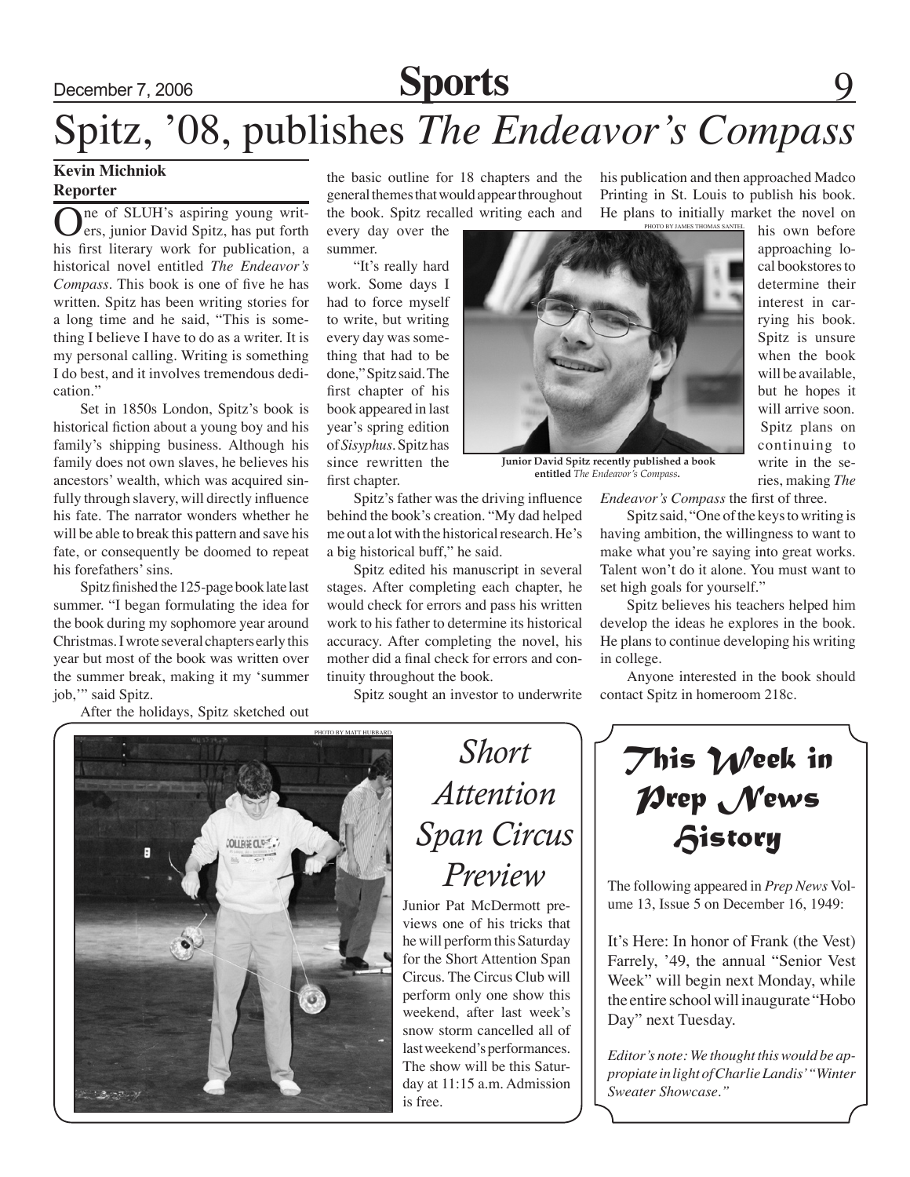# Spitz, '08, publishes *The Endeavor's Compass*

**Kevin Michniok**
**Reporter**

One of SLUH's aspiring young writers, junior David Spitz, has put forth his first literary work for publication, a historical novel entitled *The Endeavor's Compass*. This book is one of five he has written. Spitz has been writing stories for a long time and he said, "This is something I believe I have to do as a writer. It is my personal calling. Writing is something I do best, and it involves tremendous dedication."

Set in 1850s London, Spitz's book is historical fiction about a young boy and his family's shipping business. Although his family does not own slaves, he believes his ancestors' wealth, which was acquired sinfully through slavery, will directly influence his fate. The narrator wonders whether he will be able to break this pattern and save his fate, or consequently be doomed to repeat his forefathers' sins.

Spitz finished the 125-page book late last summer. "I began formulating the idea for the book during my sophomore year around Christmas. I wrote several chapters early this year but most of the book was written over the summer break, making it my 'summer job,'" said Spitz.

After the holidays, Spitz sketched out the basic outline for 18 chapters and the general themes that would appear throughout the book. Spitz recalled writing each and every day over the summer.

"It's really hard work. Some days I had to force myself to write, but writing every day was something that had to be done," Spitz said. The first chapter of his book appeared in last year's spring edition of *Sisyphus*. Spitz has since rewritten the first chapter.

Spitz's father was the driving influence behind the book's creation. "My dad helped me out a lot with the historical research. He's a big historical buff," he said.

Spitz edited his manuscript in several stages. After completing each chapter, he would check for errors and pass his written work to his father to determine its historical accuracy. After completing the novel, his mother did a final check for errors and continuity throughout the book.

Spitz sought an investor to underwrite his publication and then approached Madco Printing in St. Louis to publish his book. He plans to initially market the novel on his own before approaching local bookstores to determine their interest in carrying his book. Spitz is unsure when the book will be available, but he hopes it will arrive soon. Spitz plans on continuing to write in the series, making *The Endeavor's Compass* the first of three.

PHOTO BY JAMES THOMAS SANTEL

**Junior David Spitz recently published a book entitled** *The Endeavor's Compass***.**

Spitz said, "One of the keys to writing is having ambition, the willingness to want to make what you're saying into great works. Talent won't do it alone. You must want to set high goals for yourself."

Spitz believes his teachers helped him develop the ideas he explores in the book. He plans to continue developing his writing in college.

Anyone interested in the book should contact Spitz in homeroom 218c.

---

PHOTO BY MATT HUBBARD

## *Short Attention Span Circus Preview*

Junior Pat McDermott previews one of his tricks that he will perform this Saturday for the Short Attention Span Circus. The Circus Club will perform only one show this weekend, after last week's snow storm cancelled all of last weekend's performances. The show will be this Saturday at 11:15 a.m. Admission is free.

---

## This Week in Prep News History

The following appeared in *Prep News* Volume 13, Issue 5 on December 16, 1949:

It's Here: In honor of Frank (the Vest) Farrely, '49, the annual "Senior Vest Week" will begin next Monday, while the entire school will inaugurate "Hobo Day" next Tuesday.

*Editor's note: We thought this would be appropiate in light of Charlie Landis' "Winter Sweater Showcase."*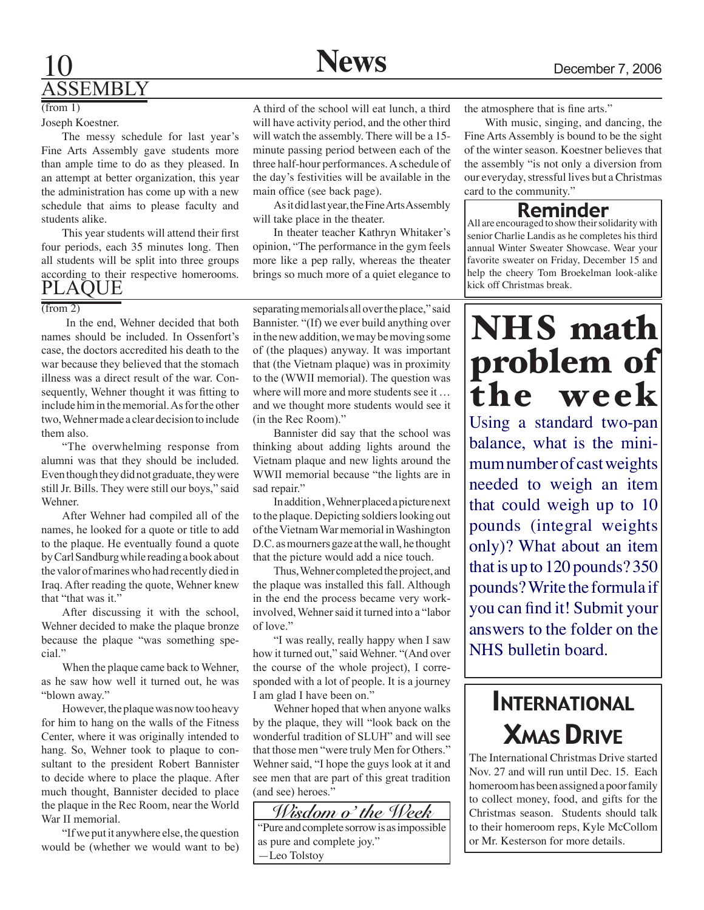## ASSEMBLY

(from 1)

Joseph Koestner.

The messy schedule for last year's Fine Arts Assembly gave students more than ample time to do as they pleased. In an attempt at better organization, this year the administration has come up with a new schedule that aims to please faculty and students alike.

This year students will attend their first four periods, each 35 minutes long. Then all students will be split into three groups according to their respective homerooms. A third of the school will eat lunch, a third will have activity period, and the other third will watch the assembly. There will be a 15-minute passing period between each of the three half-hour performances. A schedule of the day's festivities will be available in the main office (see back page).

As it did last year, the Fine Arts Assembly will take place in the theater.

In theater teacher Kathryn Whitaker's opinion, "The performance in the gym feels more like a pep rally, whereas the theater brings so much more of a quiet elegance to the atmosphere that is fine arts."

With music, singing, and dancing, the Fine Arts Assembly is bound to be the sight of the winter season. Koestner believes that the assembly "is not only a diversion from our everyday, stressful lives but a Christmas card to the community."

## Reminder

All are encouraged to show their solidarity with senior Charlie Landis as he completes his third annual Winter Sweater Showcase. Wear your favorite sweater on Friday, December 15 and help the cheery Tom Broekelman look-alike kick off Christmas break.

## PLAQUE

(from 2)

In the end, Wehner decided that both names should be included. In Ossenfort's case, the doctors accredited his death to the war because they believed that the stomach illness was a direct result of the war. Consequently, Wehner thought it was fitting to include him in the memorial. As for the other two, Wehner made a clear decision to include them also.

"The overwhelming response from alumni was that they should be included. Even though they did not graduate, they were still Jr. Bills. They were still our boys," said Wehner.

After Wehner had compiled all of the names, he looked for a quote or title to add to the plaque. He eventually found a quote by Carl Sandburg while reading a book about the valor of marines who had recently died in Iraq. After reading the quote, Wehner knew that "that was it."

After discussing it with the school, Wehner decided to make the plaque bronze because the plaque "was something special."

When the plaque came back to Wehner, as he saw how well it turned out, he was "blown away."

However, the plaque was now too heavy for him to hang on the walls of the Fitness Center, where it was originally intended to hang. So, Wehner took to plaque to consultant to the president Robert Bannister to decide where to place the plaque. After much thought, Bannister decided to place the plaque in the Rec Room, near the World War II memorial.

"If we put it anywhere else, the question would be (whether we would want to be) separating memorials all over the place," said Bannister. "(If) we ever build anything over in the new addition, we may be moving some of (the plaques) anyway. It was important that (the Vietnam plaque) was in proximity to the (WWII memorial). The question was where will more and more students see it … and we thought more students would see it (in the Rec Room)."

Bannister did say that the school was thinking about adding lights around the Vietnam plaque and new lights around the WWII memorial because "the lights are in sad repair."

In addition, Wehner placed a picture next to the plaque. Depicting soldiers looking out of the Vietnam War memorial in Washington D.C. as mourners gaze at the wall, he thought that the picture would add a nice touch.

Thus, Wehner completed the project, and the plaque was installed this fall. Although in the end the process became very work-involved, Wehner said it turned into a "labor of love."

"I was really, really happy when I saw how it turned out," said Wehner. "(And over the course of the whole project), I corresponded with a lot of people. It is a journey I am glad I have been on."

Wehner hoped that when anyone walks by the plaque, they will "look back on the wonderful tradition of SLUH" and will see that those men "were truly Men for Others." Wehner said, "I hope the guys look at it and see men that are part of this great tradition (and see) heroes."

## *Wisdom o' the Week*

"Pure and complete sorrow is as impossible as pure and complete joy."
—Leo Tolstoy

## NHS math problem of the week

Using a standard two-pan balance, what is the minimum number of cast weights needed to weigh an item that could weigh up to 10 pounds (integral weights only)? What about an item that is up to 120 pounds? 350 pounds? Write the formula if you can find it! Submit your answers to the folder on the NHS bulletin board.

## International Xmas Drive

The International Christmas Drive started Nov. 27 and will run until Dec. 15. Each homeroom has been assigned a poor family to collect money, food, and gifts for the Christmas season. Students should talk to their homeroom reps, Kyle McCollom or Mr. Kesterson for more details.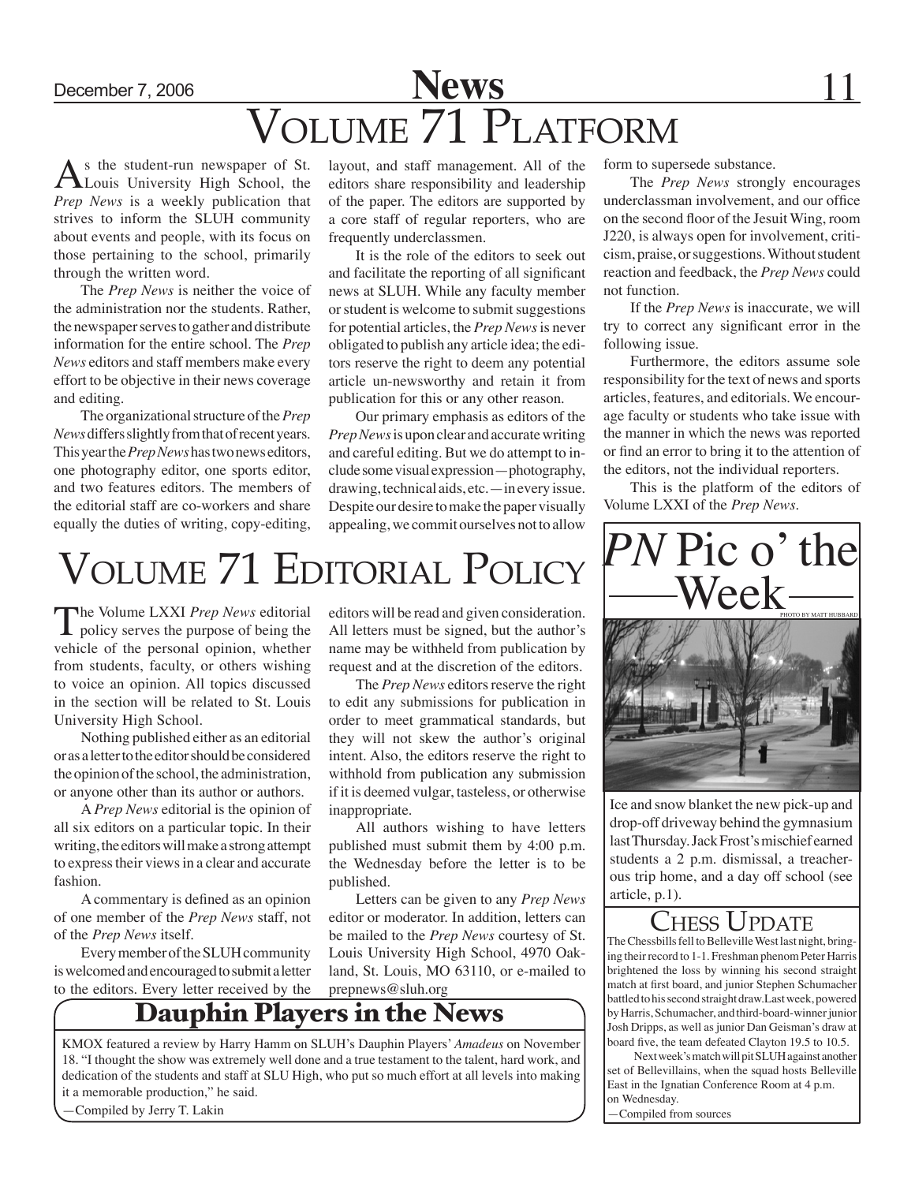# Volume 71 Platform

As the student-run newspaper of St. Louis University High School, the *Prep News* is a weekly publication that strives to inform the SLUH community about events and people, with its focus on those pertaining to the school, primarily through the written word.

The *Prep News* is neither the voice of the administration nor the students. Rather, the newspaper serves to gather and distribute information for the entire school. The *Prep News* editors and staff members make every effort to be objective in their news coverage and editing.

The organizational structure of the *Prep News* differs slightly from that of recent years. This year the *Prep News* has two news editors, one photography editor, one sports editor, and two features editors. The members of the editorial staff are co-workers and share equally the duties of writing, copy-editing, layout, and staff management. All of the editors share responsibility and leadership of the paper. The editors are supported by a core staff of regular reporters, who are frequently underclassmen.

It is the role of the editors to seek out and facilitate the reporting of all significant news at SLUH. While any faculty member or student is welcome to submit suggestions for potential articles, the *Prep News* is never obligated to publish any article idea; the editors reserve the right to deem any potential article un-newsworthy and retain it from publication for this or any other reason.

Our primary emphasis as editors of the *Prep News* is upon clear and accurate writing and careful editing. But we do attempt to include some visual expression—photography, drawing, technical aids, etc.—in every issue. Despite our desire to make the paper visually appealing, we commit ourselves not to allow form to supersede substance.

The *Prep News* strongly encourages underclassman involvement, and our office on the second floor of the Jesuit Wing, room J220, is always open for involvement, criticism, praise, or suggestions. Without student reaction and feedback, the *Prep News* could not function.

If the *Prep News* is inaccurate, we will try to correct any significant error in the following issue.

Furthermore, the editors assume sole responsibility for the text of news and sports articles, features, and editorials. We encourage faculty or students who take issue with the manner in which the news was reported or find an error to bring it to the attention of the editors, not the individual reporters.

This is the platform of the editors of Volume LXXI of the *Prep News*.

# Volume 71 Editorial Policy

The Volume LXXI *Prep News* editorial policy serves the purpose of being the vehicle of the personal opinion, whether from students, faculty, or others wishing to voice an opinion. All topics discussed in the section will be related to St. Louis University High School.

Nothing published either as an editorial or as a letter to the editor should be considered the opinion of the school, the administration, or anyone other than its author or authors.

A *Prep News* editorial is the opinion of all six editors on a particular topic. In their writing, the editors will make a strong attempt to express their views in a clear and accurate fashion.

A commentary is defined as an opinion of one member of the *Prep News* staff, not of the *Prep News* itself.

Every member of the SLUH community is welcomed and encouraged to submit a letter to the editors. Every letter received by the editors will be read and given consideration. All letters must be signed, but the author's name may be withheld from publication by request and at the discretion of the editors.

The *Prep News* editors reserve the right to edit any submissions for publication in order to meet grammatical standards, but they will not skew the author's original intent. Also, the editors reserve the right to withhold from publication any submission if it is deemed vulgar, tasteless, or otherwise inappropriate.

All authors wishing to have letters published must submit them by 4:00 p.m. the Wednesday before the letter is to be published.

Letters can be given to any *Prep News* editor or moderator. In addition, letters can be mailed to the *Prep News* courtesy of St. Louis University High School, 4970 Oakland, St. Louis, MO 63110, or e-mailed to prepnews@sluh.org

## Dauphin Players in the News

KMOX featured a review by Harry Hamm on SLUH's Dauphin Players' *Amadeus* on November 18. "I thought the show was extremely well done and a true testament to the talent, hard work, and dedication of the students and staff at SLU High, who put so much effort at all levels into making it a memorable production," he said.

—Compiled by Jerry T. Lakin

## *PN* Pic o' the Week

PHOTO BY MATT HUBBARD

Ice and snow blanket the new pick-up and drop-off driveway behind the gymnasium last Thursday. Jack Frost's mischief earned students a 2 p.m. dismissal, a treacherous trip home, and a day off school (see article, p.1).

## Chess Update

The Chessbills fell to Belleville West last night, bringing their record to 1-1. Freshman phenom Peter Harris brightened the loss by winning his second straight match at first board, and junior Stephen Schumacher battled to his second straight draw. Last week, powered by Harris, Schumacher, and third-board-winner junior Josh Dripps, as well as junior Dan Geisman's draw at board five, the team defeated Clayton 19.5 to 10.5.

Next week's match will pit SLUH against another set of Bellevillains, when the squad hosts Belleville East in the Ignatian Conference Room at 4 p.m. on Wednesday.

—Compiled from sources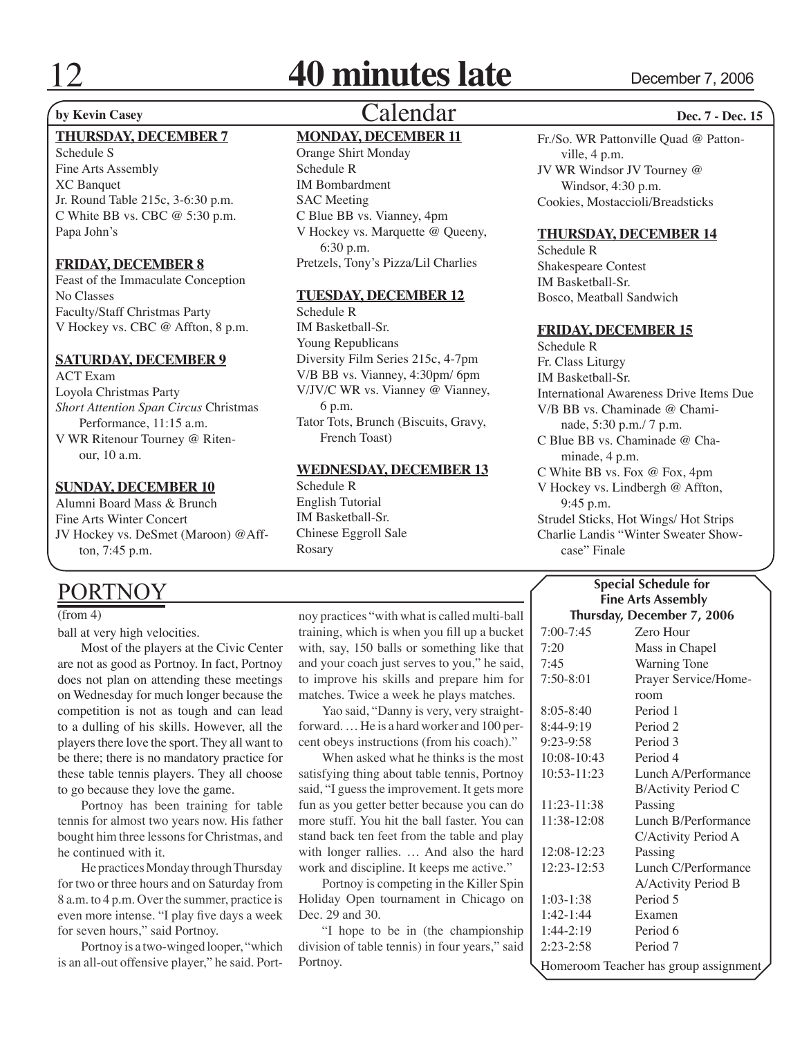# Calendar

by Kevin Casey

Dec. 7 - Dec. 15

**THURSDAY, DECEMBER 7**

Schedule S
Fine Arts Assembly
XC Banquet
Jr. Round Table 215c, 3-6:30 p.m.
C White BB vs. CBC @ 5:30 p.m.
Papa John's

**FRIDAY, DECEMBER 8**

Feast of the Immaculate Conception
No Classes
Faculty/Staff Christmas Party
V Hockey vs. CBC @ Affton, 8 p.m.

**SATURDAY, DECEMBER 9**

ACT Exam
Loyola Christmas Party
*Short Attention Span Circus* Christmas Performance, 11:15 a.m.
V WR Ritenour Tourney @ Ritenour, 10 a.m.

**SUNDAY, DECEMBER 10**

Alumni Board Mass & Brunch
Fine Arts Winter Concert
JV Hockey vs. DeSmet (Maroon) @Affton, 7:45 p.m.

**MONDAY, DECEMBER 11**

Orange Shirt Monday
Schedule R
IM Bombardment
SAC Meeting
C Blue BB vs. Vianney, 4pm
V Hockey vs. Marquette @ Queeny, 6:30 p.m.
Pretzels, Tony's Pizza/Lil Charlies

**TUESDAY, DECEMBER 12**

Schedule R
IM Basketball-Sr.
Young Republicans
Diversity Film Series 215c, 4-7pm
V/B BB vs. Vianney, 4:30pm/ 6pm
V/JV/C WR vs. Vianney @ Vianney, 6 p.m.
Tator Tots, Brunch (Biscuits, Gravy, French Toast)

**WEDNESDAY, DECEMBER 13**

Schedule R
English Tutorial
IM Basketball-Sr.
Chinese Eggroll Sale
Rosary
Fr./So. WR Pattonville Quad @ Pattonville, 4 p.m.
JV WR Windsor JV Tourney @ Windsor, 4:30 p.m.
Cookies, Mostaccioli/Breadsticks

**THURSDAY, DECEMBER 14**

Schedule R
Shakespeare Contest
IM Basketball-Sr.
Bosco, Meatball Sandwich

**FRIDAY, DECEMBER 15**

Schedule R
Fr. Class Liturgy
IM Basketball-Sr.
International Awareness Drive Items Due
V/B BB vs. Chaminade @ Chaminade, 5:30 p.m./ 7 p.m.
C Blue BB vs. Chaminade @ Chaminade, 4 p.m.
C White BB vs. Fox @ Fox, 4pm
V Hockey vs. Lindbergh @ Affton, 9:45 p.m.
Strudel Sticks, Hot Wings/ Hot Strips
Charlie Landis "Winter Sweater Showcase" Finale

## PORTNOY

(from 4)

ball at very high velocities.

Most of the players at the Civic Center are not as good as Portnoy. In fact, Portnoy does not plan on attending these meetings on Wednesday for much longer because the competition is not as tough and can lead to a dulling of his skills. However, all the players there love the sport. They all want to be there; there is no mandatory practice for these table tennis players. They all choose to go because they love the game.

Portnoy has been training for table tennis for almost two years now. His father bought him three lessons for Christmas, and he continued with it.

He practices Monday through Thursday for two or three hours and on Saturday from 8 a.m. to 4 p.m. Over the summer, practice is even more intense. "I play five days a week for seven hours," said Portnoy.

Portnoy is a two-winged looper, "which is an all-out offensive player," he said. Portnoy practices "with what is called multi-ball training, which is when you fill up a bucket with, say, 150 balls or something like that and your coach just serves to you," he said, to improve his skills and prepare him for matches. Twice a week he plays matches.

Yao said, "Danny is very, very straightforward. … He is a hard worker and 100 percent obeys instructions (from his coach)."

When asked what he thinks is the most satisfying thing about table tennis, Portnoy said, "I guess the improvement. It gets more fun as you getter better because you can do more stuff. You hit the ball faster. You can stand back ten feet from the table and play with longer rallies. … And also the hard work and discipline. It keeps me active."

Portnoy is competing in the Killer Spin Holiday Open tournament in Chicago on Dec. 29 and 30.

"I hope to be in (the championship division of table tennis) in four years," said Portnoy.

**Special Schedule for Fine Arts Assembly**
**Thursday, December 7, 2006**

| | |
|---|---|
| 7:00-7:45 | Zero Hour |
| 7:20 | Mass in Chapel |
| 7:45 | Warning Tone |
| 7:50-8:01 | Prayer Service/Homeroom |
| 8:05-8:40 | Period 1 |
| 8:44-9:19 | Period 2 |
| 9:23-9:58 | Period 3 |
| 10:08-10:43 | Period 4 |
| 10:53-11:23 | Lunch A/Performance B/Activity Period C |
| 11:23-11:38 | Passing |
| 11:38-12:08 | Lunch B/Performance C/Activity Period A |
| 12:08-12:23 | Passing |
| 12:23-12:53 | Lunch C/Performance A/Activity Period B |
| 1:03-1:38 | Period 5 |
| 1:42-1:44 | Examen |
| 1:44-2:19 | Period 6 |
| 2:23-2:58 | Period 7 |

Homeroom Teacher has group assignment